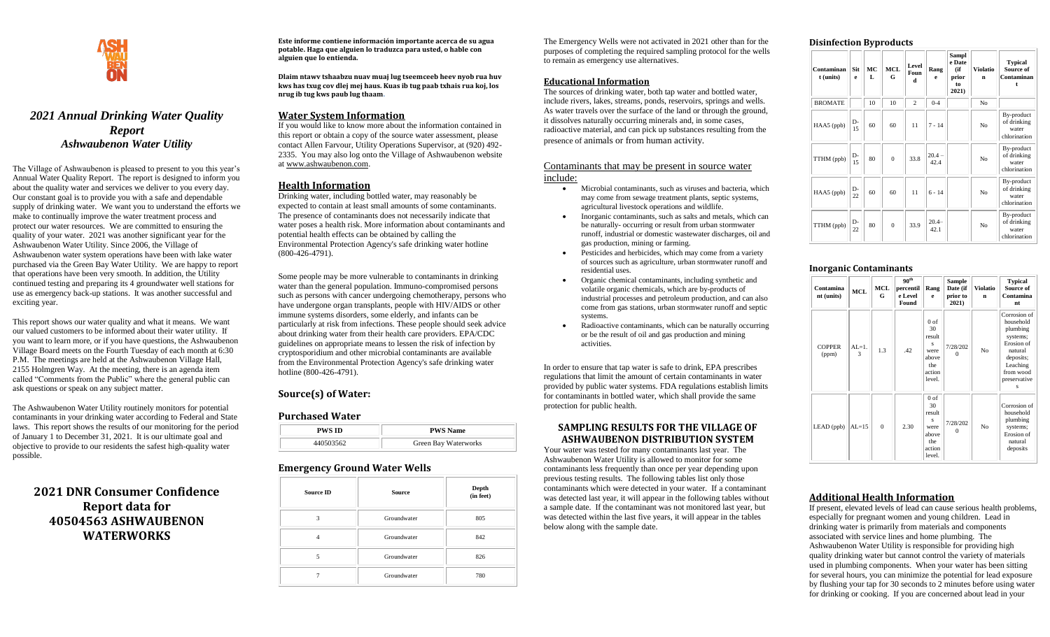# *2021 Annual Drinking Water Quality Report*

## *Ashwaubenon Water Utility*

The Village of Ashwaubenon is pleased to present to you this year's Annual Water Quality Report. The report is designed to inform you about the quality water and services we deliver to you every day. Our constant goal is to provide you with a safe and dependable supply of drinking water. We want you to understand the efforts we make to continually improve the water treatment process and protect our water resources. We are committed to ensuring the quality of your water. 2021 was another significant year for the Ashwaubenon Water Utility. Since 2006, the Village of Ashwaubenon water system operations have been with lake water purchased via the Green Bay Water Utility. We are happy to report that operations have been very smooth. In addition, the Utility continued testing and preparing its 4 groundwater well stations for use as emergency back-up stations. It was another successful and exciting year.

This report shows our water quality and what it means. We want our valued customers to be informed about their water utility. If you want to learn more, or if you have questions, the Ashwaubenon Village Board meets on the Fourth Tuesday of each month at 6:30 P.M. The meetings are held at the Ashwaubenon Village Hall, 2155 Holmgren Way. At the meeting, there is an agenda item called "Comments from the Public" where the general public can ask questions or speak on any subject matter.

The Ashwaubenon Water Utility routinely monitors for potential contaminants in your drinking water according to Federal and State laws. This report shows the results of our monitoring for the period of January 1 to December 31, 2021. It is our ultimate goal and objective to provide to our residents the safest high-quality water possible.

## 2021 DNR Consumer Confidence Report data for 40504563 ASHWAUBENON WATERWORKS

**Este informe contiene información importante acerca de su agua potable. Haga que alguien lo traduzca para usted, o hable con alguien que lo entienda.**

**Dlaim ntawv tshaabzu nuav muaj lug tseemceeb heev nyob rua huv kws has txug cov dlej mej haus. Kuas ib tug paab txhais rua koj, los nrug ib tug kws paub lug thaam**.

## Water System Information

If you would like to know more about the information contained in this report or obtain a copy of the source water assessment, please contact Allen Farvour, Utility Operations Supervisor, at (920) 492-2335. You may also log onto the Village of Ashwaubenon website at www.ashwaubenon.com.

## Health Information

Drinking water, including bottled water, may reasonably be expected to contain at least small amounts of some contaminants. The presence of contaminants does not necessarily indicate that water poses a health risk. More information about contaminants and potential health effects can be obtained by calling the Environmental Protection Agency's safe drinking water hotline (800-426-4791).

Some people may be more vulnerable to contaminants in drinking water than the general population. Immuno-compromised persons such as persons with cancer undergoing chemotherapy, persons who have undergone organ transplants, people with HIV/AIDS or other immune systems disorders, some elderly, and infants can be particularly at risk from infections. These people should seek advice about drinking water from their health care providers. EPA/CDC guidelines on appropriate means to lessen the risk of infection by cryptosporidium and other microbial contaminants are available from the Environmental Protection Agency's safe drinking water hotline (800-426-4791).

## Source(s) of Water:

### Purchased Water

| PWS ID | PWS Name |
|---|---|
| 440503562 | Green Bay Waterworks |

### Emergency Ground Water Wells

| Source ID | Source | Depth (in feet) |
|---|---|---|
| 3 | Groundwater | 805 |
| 4 | Groundwater | 842 |
| 5 | Groundwater | 826 |
| 7 | Groundwater | 780 |

The Emergency Wells were not activated in 2021 other than for the purposes of completing the required sampling protocol for the wells to remain as emergency use alternatives.

## Educational Information

The sources of drinking water, both tap water and bottled water, include rivers, lakes, streams, ponds, reservoirs, springs and wells. As water travels over the surface of the land or through the ground, it dissolves naturally occurring minerals and, in some cases, radioactive material, and can pick up substances resulting from the presence of animals or from human activity.

Contaminants that may be present in source water include:

- Microbial contaminants, such as viruses and bacteria, which may come from sewage treatment plants, septic systems, agricultural livestock operations and wildlife.
- Inorganic contaminants, such as salts and metals, which can be naturally- occurring or result from urban stormwater runoff, industrial or domestic wastewater discharges, oil and gas production, mining or farming.
- Pesticides and herbicides, which may come from a variety of sources such as agriculture, urban stormwater runoff and residential uses.
- Organic chemical contaminants, including synthetic and volatile organic chemicals, which are by-products of industrial processes and petroleum production, and can also come from gas stations, urban stormwater runoff and septic systems.
- Radioactive contaminants, which can be naturally occurring or be the result of oil and gas production and mining activities.

In order to ensure that tap water is safe to drink, EPA prescribes regulations that limit the amount of certain contaminants in water provided by public water systems. FDA regulations establish limits for contaminants in bottled water, which shall provide the same protection for public health.

## SAMPLING RESULTS FOR THE VILLAGE OF ASHWAUBENON DISTRIBUTION SYSTEM

Your water was tested for many contaminants last year. The Ashwaubenon Water Utility is allowed to monitor for some contaminants less frequently than once per year depending upon previous testing results. The following tables list only those contaminants which were detected in your water. If a contaminant was detected last year, it will appear in the following tables without a sample date. If the contaminant was not monitored last year, but was detected within the last five years, it will appear in the tables below along with the sample date.

### Disinfection Byproducts

| Contaminant (units) | Site | MCL | MCLG | Level Found | Range | Sample Date (if prior to 2021) | Violation | Typical Source of Contaminant |
|---|---|---|---|---|---|---|---|---|
| BROMATE | | 10 | 10 | 2 | 0-4 | | No | |
| HAA5 (ppb) | D-15 | 60 | 60 | 11 | 7 - 14 | | No | By-product of drinking water chlorination |
| TTHM (ppb) | D-15 | 80 | 0 | 33.8 | 20.4 – 42.4 | | No | By-product of drinking water chlorination |
| HAA5 (ppb) | D-22 | 60 | 60 | 11 | 6 - 14 | | No | By-product of drinking water chlorination |
| TTHM (ppb) | D-22 | 80 | 0 | 33.9 | 20.4– 42.1 | | No | By-product of drinking water chlorination |

### Inorganic Contaminants

| Contaminant (units) | MCL | MCLG | 90th percentile Level Found | Range | Sample Date (if prior to 2021) | Violation | Typical Source of Contaminant |
|---|---|---|---|---|---|---|---|
| COPPER (ppm) | AL=1.3 | 1.3 | .42 | 0 of 30 results were above the action level. | 7/28/2020 | No | Corrosion of household plumbing systems; Erosion of natural deposits; Leaching from wood preservatives |
| LEAD (ppb) | AL=15 | 0 | 2.30 | 0 of 30 results were above the action level. | 7/28/2020 | No | Corrosion of household plumbing systems; Erosion of natural deposits |

## Additional Health Information

If present, elevated levels of lead can cause serious health problems, especially for pregnant women and young children. Lead in drinking water is primarily from materials and components associated with service lines and home plumbing. The Ashwaubenon Water Utility is responsible for providing high quality drinking water but cannot control the variety of materials used in plumbing components. When your water has been sitting for several hours, you can minimize the potential for lead exposure by flushing your tap for 30 seconds to 2 minutes before using water for drinking or cooking. If you are concerned about lead in your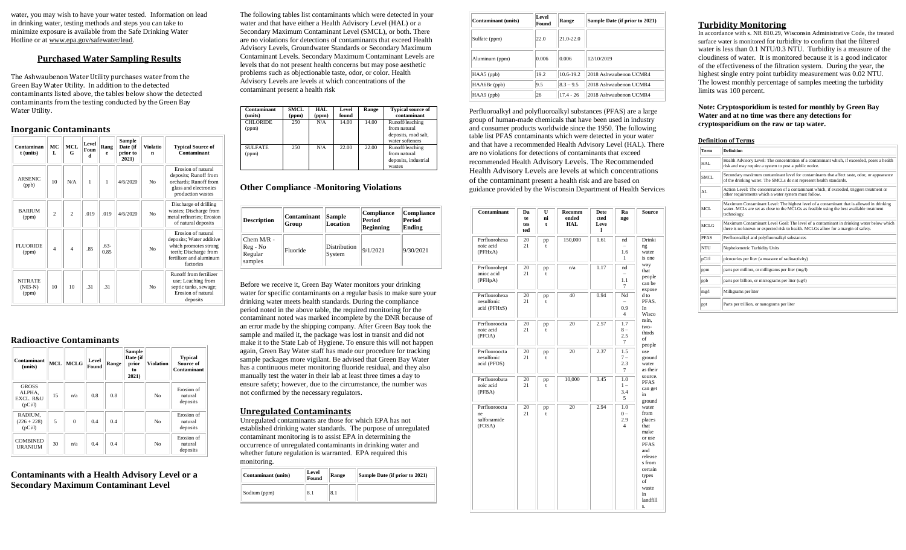water, you may wish to have your water tested. Information on lead in drinking water, testing methods and steps you can take to minimize exposure is available from the Safe Drinking Water Hotline or at www.epa.gov/safewater/lead.

## Purchased Water Sampling Results

The Ashwaubenon Water Utility purchases water from the Green Bay Water Utility. In addition to the detected contaminants listed above, the tables below show the detected contaminants from the testing conducted by the Green Bay Water Utility.

### Inorganic Contaminants

| Contaminant (units) | MCL | MCLG | Level Found | Range | Sample Date (if prior to 2021) | Violation | Typical Source of Contaminant |
|---|---|---|---|---|---|---|---|
| ARSENIC (ppb) | 10 | N/A | 1 | 1 | 4/6/2020 | No | Erosion of natural deposits; Runoff from orchards; Runoff from glass and electronics production wastes |
| BARIUM (ppm) | 2 | 2 | .019 | .019 | 4/6/2020 | No | Discharge of drilling wastes; Discharge from metal refineries; Erosion of natural deposits |
| FLUORIDE (ppm) | 4 | 4 | .85 | .63-0.85 | | No | Erosion of natural deposits; Water additive which promotes strong teeth; Discharge from fertilizer and aluminum factories |
| NITRATE (N03-N) (ppm) | 10 | 10 | .31 | .31 | | No | Runoff from fertilizer use; Leaching from septic tanks, sewage; Erosion of natural deposits |

### Radioactive Contaminants

| Contaminant (units) | MCL | MCLG | Level Found | Range | Sample Date (if prior to 2021) | Violation | Typical Source of Contaminant |
|---|---|---|---|---|---|---|---|
| GROSS ALPHA, EXCL. R&U (pCi/l) | 15 | n/a | 0.8 | 0.8 | | No | Erosion of natural deposits |
| RADIUM, (226 + 228) (pCi/l) | 5 | 0 | 0.4 | 0.4 | | No | Erosion of natural deposits |
| COMBINED URANIUM | 30 | n/a | 0.4 | 0.4 | | No | Erosion of natural deposits |

### Contaminants with a Health Advisory Level or a Secondary Maximum Contaminant Level

The following tables list contaminants which were detected in your water and that have either a Health Advisory Level (HAL) or a Secondary Maximum Contaminant Level (SMCL), or both. There are no violations for detections of contaminants that exceed Health Advisory Levels, Groundwater Standards or Secondary Maximum Contaminant Levels. Secondary Maximum Contaminant Levels are levels that do not present health concerns but may pose aesthetic problems such as objectionable taste, odor, or color. Health Advisory Levels are levels at which concentrations of the contaminant present a health risk

| Contaminant (units) | SMCL (ppm) | HAL (ppm) | Level found | Range | Typical source of contaminant |
|---|---|---|---|---|---|
| CHLORIDE (ppm) | 250 | N/A | 14.00 | 14.00 | Runoff/leaching from natural deposits, road salt, water softeners |
| SULFATE (ppm) | 250 | N/A | 22.00 | 22.00 | Runoff/leaching from natural deposits, industrial wastes |

## Other Compliance -Monitoring Violations

| Description | Contaminant Group | Sample Location | Compliance Period Beginning | Compliance Period Ending |
|---|---|---|---|---|
| Chem M/R - Reg - No Regular samples | Fluoride | Distribution System | 9/1/2021 | 9/30/2021 |

Before we receive it, Green Bay Water monitors your drinking water for specific contaminants on a regular basis to make sure your drinking water meets health standards. During the compliance period noted in the above table, the required monitoring for the contaminant noted was marked incomplete by the DNR because of an error made by the shipping company. After Green Bay took the sample and mailed it, the package was lost in transit and did not make it to the State Lab of Hygiene. To ensure this will not happen again, Green Bay Water staff has made our procedure for tracking sample packages more vigilant. Be advised that Green Bay Water has a continuous meter monitoring fluoride residual, and they also manually test the water in their lab at least three times a day to ensure safety; however, due to the circumstance, the number was not confirmed by the necessary regulators.

## Unregulated Contaminants

Unregulated contaminants are those for which EPA has not established drinking water standards. The purpose of unregulated contaminant monitoring is to assist EPA in determining the occurrence of unregulated contaminants in drinking water and whether future regulation is warranted. EPA required this monitoring.

| Contaminant (units) | Level Found | Range | Sample Date (if prior to 2021) |
|---|---|---|---|
| Sodium (ppm) | 8.1 | 8.1 | |
| Sulfate (ppm) | 22.0 | 21.0-22.0 | |
| Aluminum (ppm) | 0.006 | 0.006 | 12/10/2019 |
| HAA5 (ppb) | 19.2 | 10.6-19.2 | 2018 Ashwaubenon UCMR4 |
| HAA6Br (ppb) | 9.5 | 8.3 – 9.5 | 2018 Ashwaubenon UCMR4 |
| HAA9 (ppb) | 26 | 17.4 - 26 | 2018 Ashwaubenon UCMR4 |

Perfluoroalkyl and polyfluoroalkyl substances (PFAS) are a large group of human-made chemicals that have been used in industry and consumer products worldwide since the 1950. The following table list PFAS contaminants which were detected in your water and that have a recommended Health Advisory Level (HAL). There are no violations for detections of contaminants that exceed recommended Health Advisory Levels. The Recommended Health Advisory Levels are levels at which concentrations of the contaminant present a health risk and are based on guidance provided by the Wisconsin Department of Health Services

| Contaminant | Date tested | Unit | Recommended HAL | Detected Level | Range | Source |
|---|---|---|---|---|---|---|
| Perfluorohexanoic acid (PFHxA) | 2021 | ppt | 150,000 | 1.61 | nd – 1.61 | Drinking water is one way that people can be exposed to PFAS. In Wisconsin, two-thirds of people use groundwater as their source. PFAS can get in groundwater from places that make or use PFAS and releases from certain types of waste in landfills. |
| Perfluoroheptanoic acid (PFHpA) | 2021 | ppt | n/a | 1.17 | nd – 1.17 | |
| Perfluorohexanesulfonic acid (PFHxS) | 2021 | ppt | 40 | 0.94 | Nd – 0.94 | |
| Perfluorooctanoic acid (PFOA) | 2021 | ppt | 20 | 2.57 | 1.78 – 2.57 | |
| Perfluorooctanesulfonic acid (PFOS) | 2021 | ppt | 20 | 2.37 | 1.57 – 2.37 | |
| Perfluorobutanoic acid (PFBA) | 2021 | ppt | 10,000 | 3.45 | 1.01 – 3.45 | |
| Perfluorooctanesulfonamide (FOSA) | 2021 | ppt | 20 | 2.94 | 1.00 – 2.94 | |

## Turbidity Monitoring

In accordance with s. NR 810.29, Wisconsin Administrative Code, the treated surface water is monitored for turbidity to confirm that the filtered water is less than 0.1 NTU/0.3 NTU. Turbidity is a measure of the cloudiness of the water. It is monitored because it is a good indicator of the effectiveness of the filtration system. During the year, the highest single entry point turbidity measurement was 0.02 NTU. The lowest monthly percentage of samples meeting the turbidity limits was 100 percent.

**Note: Cryptosporidium is tested for monthly by Green Bay Water and at no time was there any detections for cryptosporidium on the raw or tap water.**

### Definition of Terms

| Term | Definition |
|---|---|
| HAL | Health Advisory Level: The concentration of a contaminant which, if exceeded, poses a health risk and may require a system to post a public notice. |
| SMCL | Secondary maximum contaminant level for contaminants that affect taste, odor, or appearance of the drinking water. The SMCLs do not represent health standards. |
| AL | Action Level: The concentration of a contaminant which, if exceeded, triggers treatment or other requirements which a water system must follow. |
| MCL | Maximum Contaminant Level: The highest level of a contaminant that is allowed in drinking water. MCLs are set as close to the MCLGs as feasible using the best available treatment technology. |
| MCLG | Maximum Contaminant Level Goal: The level of a contaminant in drinking water below which there is no known or expected risk to health. MCLGs allow for a margin of safety. |
| PFAS | Perfluoroalkyl and polyfluoroalkyl substances |
| NTU | Nephelometric Turbidity Units |
| pCi/l | picocuries per liter (a measure of radioactivity) |
| ppm | parts per million, or milligrams per liter (mg/l) |
| ppb | parts per billion, or micrograms per liter (ug/l) |
| mg/l | Milligrams per liter |
| ppt | Parts per trillion, or nanograms per liter |